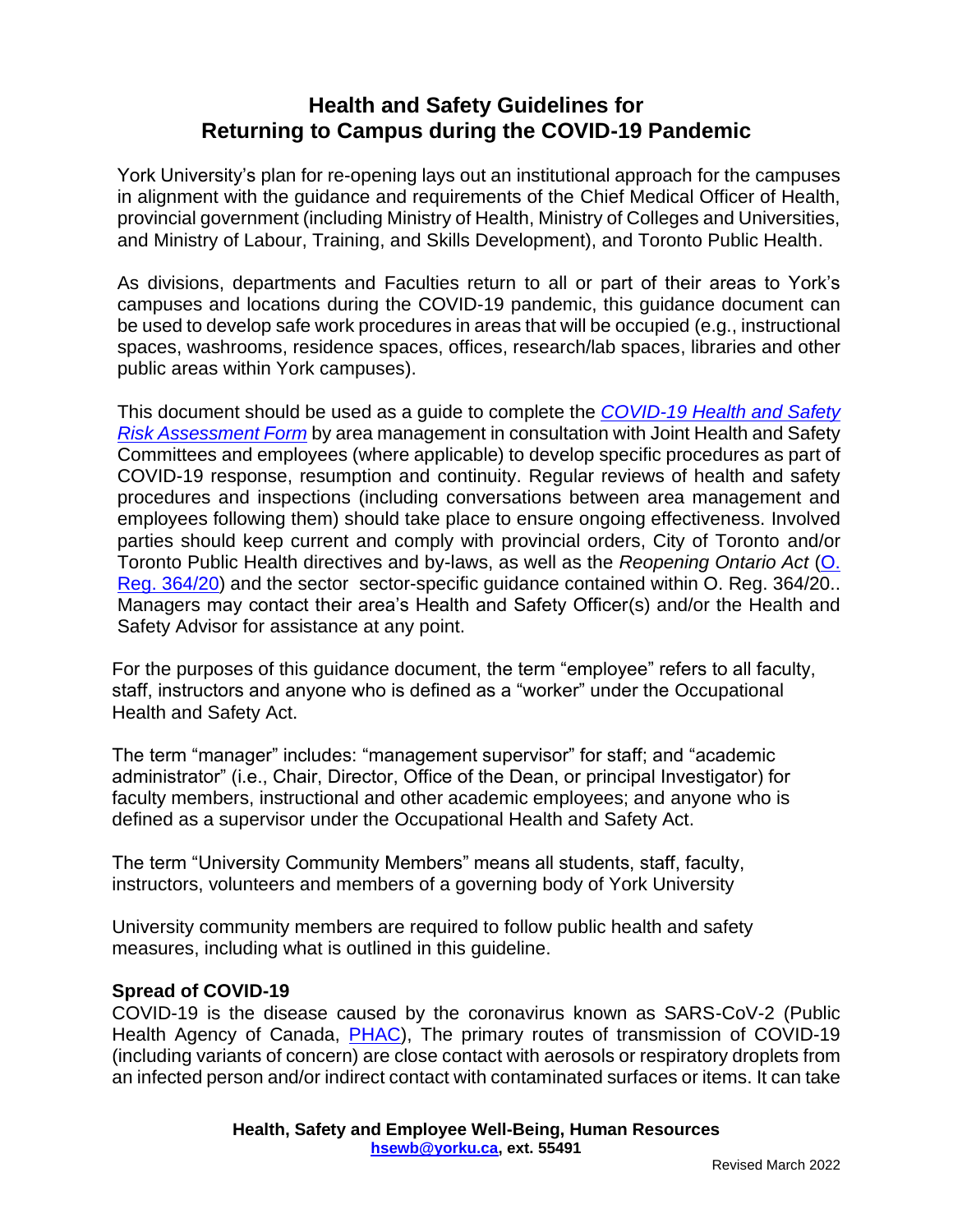# Health and Safety Guidelines for Returning to Campus during the COVID-19 Pandemic

York University's plan for re-opening lays out an institutional approach for the campuses in alignment with the guidance and requirements of the Chief Medical Officer of Health, provincial government (including Ministry of Health, Ministry of Colleges and Universities, and Ministry of Labour, Training, and Skills Development), and Toronto Public Health.

As divisions, departments and Faculties return to all or part of their areas to York's campuses and locations during the COVID-19 pandemic, this guidance document can be used to develop safe work procedures in areas that will be occupied (e.g., instructional spaces, washrooms, residence spaces, offices, research/lab spaces, libraries and other public areas within York campuses).

This document should be used as a guide to complete the *COVID-19 Health and Safety Risk Assessment Form* by area management in consultation with Joint Health and Safety Committees and employees (where applicable) to develop specific procedures as part of COVID-19 response, resumption and continuity. Regular reviews of health and safety procedures and inspections (including conversations between area management and employees following them) should take place to ensure ongoing effectiveness. Involved parties should keep current and comply with provincial orders, City of Toronto and/or Toronto Public Health directives and by-laws, as well as the *Reopening Ontario Act* (O. Reg. 364/20) and the sector sector-specific guidance contained within O. Reg. 364/20.. Managers may contact their area's Health and Safety Officer(s) and/or the Health and Safety Advisor for assistance at any point.

For the purposes of this guidance document, the term "employee" refers to all faculty, staff, instructors and anyone who is defined as a "worker" under the Occupational Health and Safety Act.

The term "manager" includes: "management supervisor" for staff; and "academic administrator" (i.e., Chair, Director, Office of the Dean, or principal Investigator) for faculty members, instructional and other academic employees; and anyone who is defined as a supervisor under the Occupational Health and Safety Act.

The term "University Community Members" means all students, staff, faculty, instructors, volunteers and members of a governing body of York University

University community members are required to follow public health and safety measures, including what is outlined in this guideline.

**Spread of COVID-19**

COVID-19 is the disease caused by the coronavirus known as SARS-CoV-2 (Public Health Agency of Canada, PHAC), The primary routes of transmission of COVID-19 (including variants of concern) are close contact with aerosols or respiratory droplets from an infected person and/or indirect contact with contaminated surfaces or items. It can take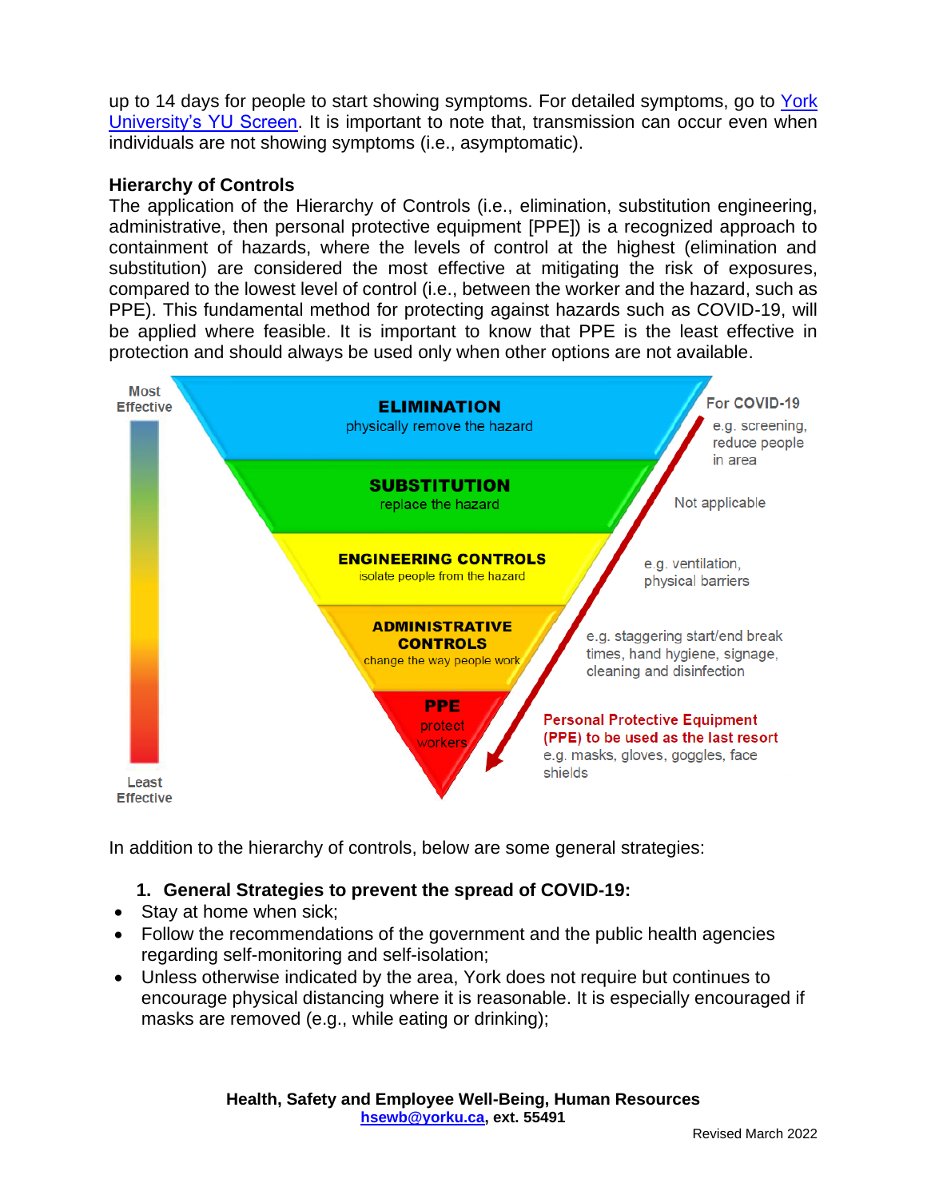up to 14 days for people to start showing symptoms. For detailed symptoms, go to York University's YU Screen. It is important to note that, transmission can occur even when individuals are not showing symptoms (i.e., asymptomatic).

**Hierarchy of Controls**

The application of the Hierarchy of Controls (i.e., elimination, substitution engineering, administrative, then personal protective equipment [PPE]) is a recognized approach to containment of hazards, where the levels of control at the highest (elimination and substitution) are considered the most effective at mitigating the risk of exposures, compared to the lowest level of control (i.e., between the worker and the hazard, such as PPE). This fundamental method for protecting against hazards such as COVID-19, will be applied where feasible. It is important to know that PPE is the least effective in protection and should always be used only when other options are not available.

Most Effective

| Control | Description | For COVID-19 |
|---|---|---|
| ELIMINATION | physically remove the hazard | e.g. screening, reduce people in area |
| SUBSTITUTION | replace the hazard | Not applicable |
| ENGINEERING CONTROLS | isolate people from the hazard | e.g. ventilation, physical barriers |
| ADMINISTRATIVE CONTROLS | change the way people work | e.g. staggering start/end break times, hand hygiene, signage, cleaning and disinfection |
| PPE | protect workers | Personal Protective Equipment (PPE) to be used as the last resort e.g. masks, gloves, goggles, face shields |

Least Effective

In addition to the hierarchy of controls, below are some general strategies:

1. **General Strategies to prevent the spread of COVID-19:**

- Stay at home when sick;
- Follow the recommendations of the government and the public health agencies regarding self-monitoring and self-isolation;
- Unless otherwise indicated by the area, York does not require but continues to encourage physical distancing where it is reasonable. It is especially encouraged if masks are removed (e.g., while eating or drinking);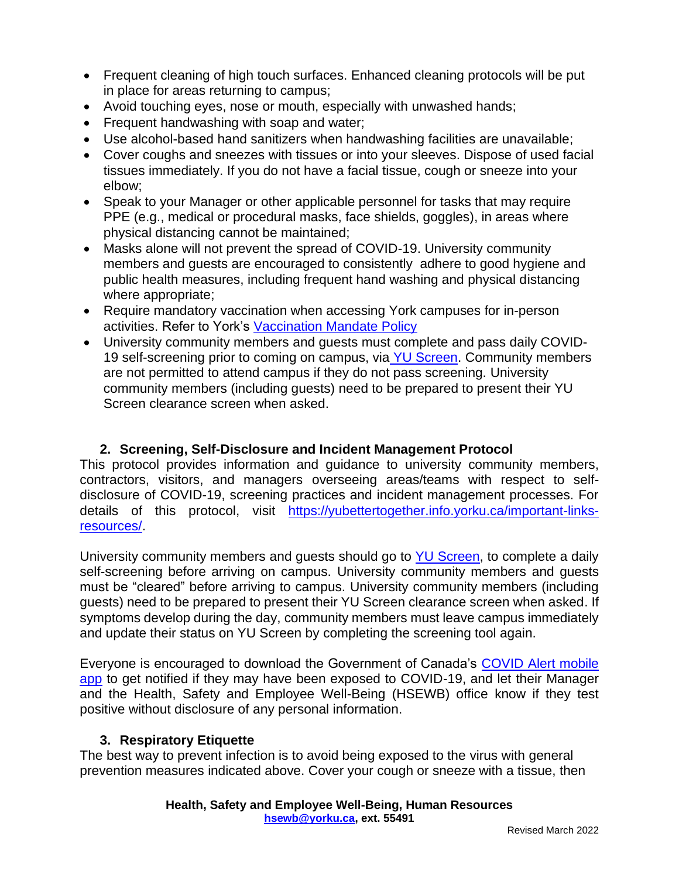- Frequent cleaning of high touch surfaces. Enhanced cleaning protocols will be put in place for areas returning to campus;
- Avoid touching eyes, nose or mouth, especially with unwashed hands;
- Frequent handwashing with soap and water;
- Use alcohol-based hand sanitizers when handwashing facilities are unavailable;
- Cover coughs and sneezes with tissues or into your sleeves. Dispose of used facial tissues immediately. If you do not have a facial tissue, cough or sneeze into your elbow;
- Speak to your Manager or other applicable personnel for tasks that may require PPE (e.g., medical or procedural masks, face shields, goggles), in areas where physical distancing cannot be maintained;
- Masks alone will not prevent the spread of COVID-19. University community members and guests are encouraged to consistently adhere to good hygiene and public health measures, including frequent hand washing and physical distancing where appropriate;
- Require mandatory vaccination when accessing York campuses for in-person activities. Refer to York's [Vaccination Mandate Policy]
- University community members and guests must complete and pass daily COVID-19 self-screening prior to coming on campus, via [YU Screen]. Community members are not permitted to attend campus if they do not pass screening. University community members (including guests) need to be prepared to present their YU Screen clearance screen when asked.

## 2. Screening, Self-Disclosure and Incident Management Protocol

This protocol provides information and guidance to university community members, contractors, visitors, and managers overseeing areas/teams with respect to self-disclosure of COVID-19, screening practices and incident management processes. For details of this protocol, visit https://yubettertogether.info.yorku.ca/important-links-resources/.

University community members and guests should go to [YU Screen], to complete a daily self-screening before arriving on campus. University community members and guests must be "cleared" before arriving to campus. University community members (including guests) need to be prepared to present their YU Screen clearance screen when asked. If symptoms develop during the day, community members must leave campus immediately and update their status on YU Screen by completing the screening tool again.

Everyone is encouraged to download the Government of Canada's [COVID Alert mobile app] to get notified if they may have been exposed to COVID-19, and let their Manager and the Health, Safety and Employee Well-Being (HSEWB) office know if they test positive without disclosure of any personal information.

## 3. Respiratory Etiquette

The best way to prevent infection is to avoid being exposed to the virus with general prevention measures indicated above. Cover your cough or sneeze with a tissue, then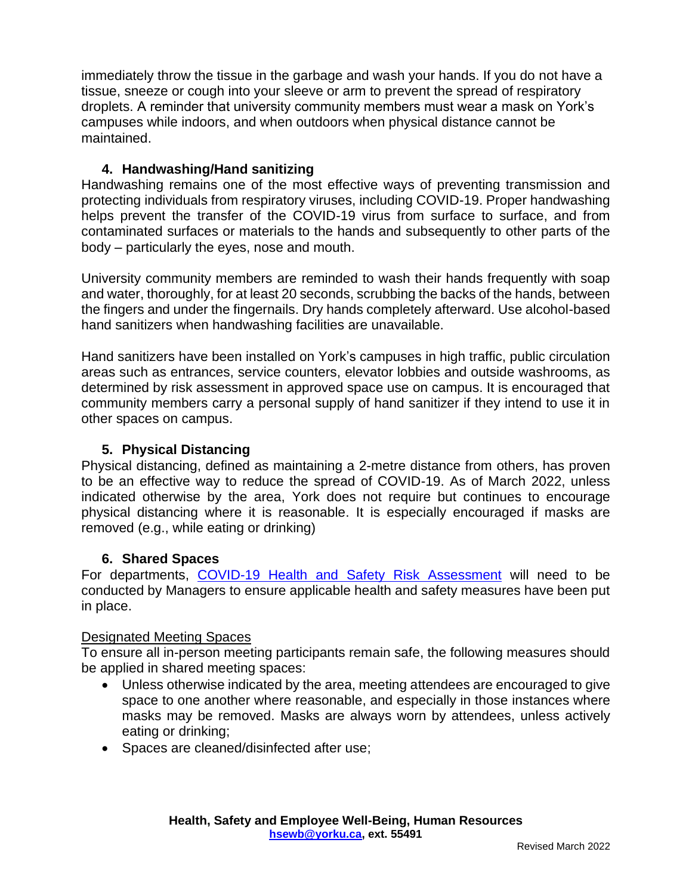immediately throw the tissue in the garbage and wash your hands. If you do not have a tissue, sneeze or cough into your sleeve or arm to prevent the spread of respiratory droplets. A reminder that university community members must wear a mask on York's campuses while indoors, and when outdoors when physical distance cannot be maintained.

### 4. Handwashing/Hand sanitizing

Handwashing remains one of the most effective ways of preventing transmission and protecting individuals from respiratory viruses, including COVID-19. Proper handwashing helps prevent the transfer of the COVID-19 virus from surface to surface, and from contaminated surfaces or materials to the hands and subsequently to other parts of the body – particularly the eyes, nose and mouth.

University community members are reminded to wash their hands frequently with soap and water, thoroughly, for at least 20 seconds, scrubbing the backs of the hands, between the fingers and under the fingernails. Dry hands completely afterward. Use alcohol-based hand sanitizers when handwashing facilities are unavailable.

Hand sanitizers have been installed on York's campuses in high traffic, public circulation areas such as entrances, service counters, elevator lobbies and outside washrooms, as determined by risk assessment in approved space use on campus. It is encouraged that community members carry a personal supply of hand sanitizer if they intend to use it in other spaces on campus.

### 5. Physical Distancing

Physical distancing, defined as maintaining a 2-metre distance from others, has proven to be an effective way to reduce the spread of COVID-19. As of March 2022, unless indicated otherwise by the area, York does not require but continues to encourage physical distancing where it is reasonable. It is especially encouraged if masks are removed (e.g., while eating or drinking)

### 6. Shared Spaces

For departments, [COVID-19 Health and Safety Risk Assessment](#) will need to be conducted by Managers to ensure applicable health and safety measures have been put in place.

Designated Meeting Spaces

To ensure all in-person meeting participants remain safe, the following measures should be applied in shared meeting spaces:

- Unless otherwise indicated by the area, meeting attendees are encouraged to give space to one another where reasonable, and especially in those instances where masks may be removed. Masks are always worn by attendees, unless actively eating or drinking;
- Spaces are cleaned/disinfected after use;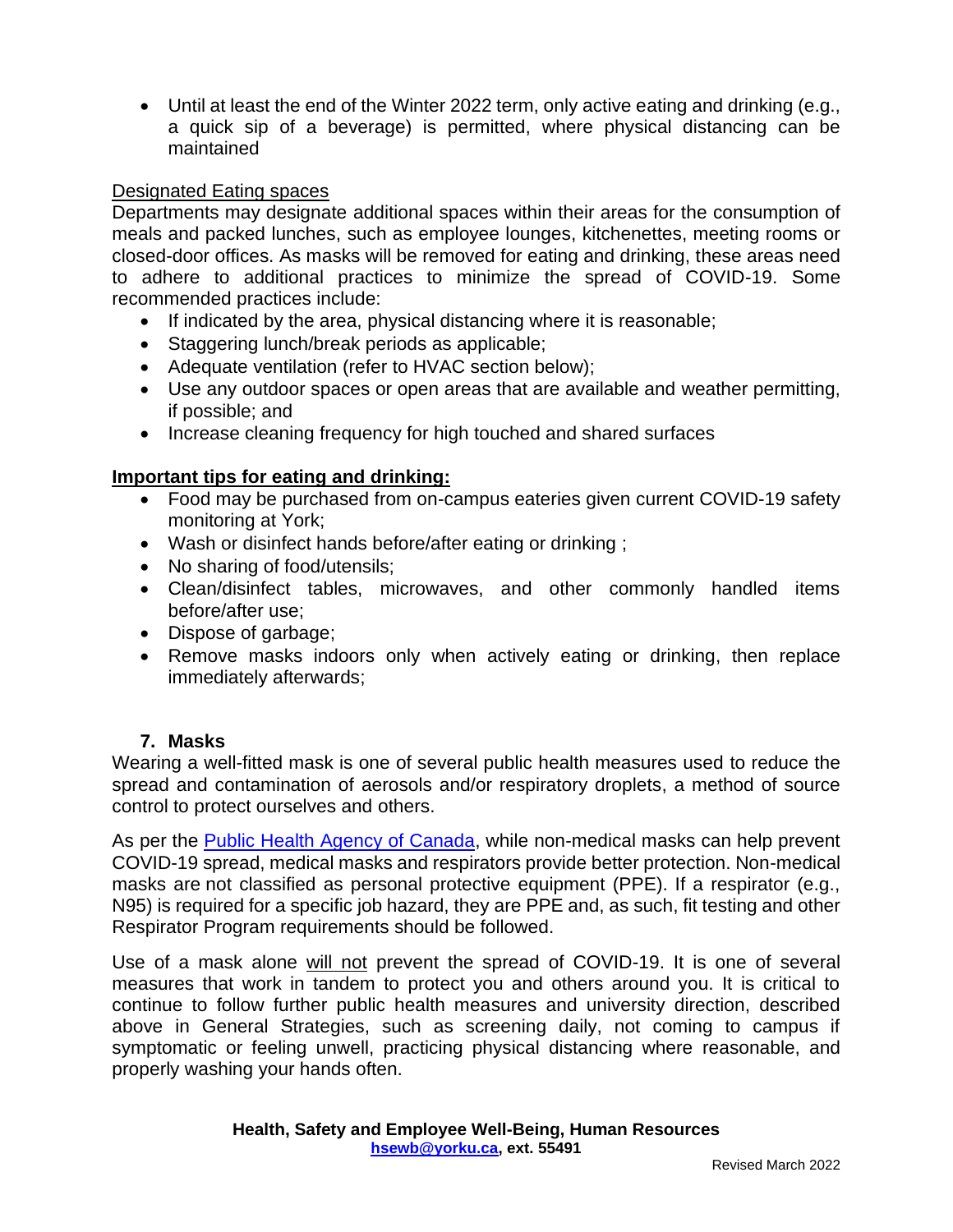- Until at least the end of the Winter 2022 term, only active eating and drinking (e.g., a quick sip of a beverage) is permitted, where physical distancing can be maintained

Designated Eating spaces

Departments may designate additional spaces within their areas for the consumption of meals and packed lunches, such as employee lounges, kitchenettes, meeting rooms or closed-door offices. As masks will be removed for eating and drinking, these areas need to adhere to additional practices to minimize the spread of COVID-19. Some recommended practices include:

- If indicated by the area, physical distancing where it is reasonable;
- Staggering lunch/break periods as applicable;
- Adequate ventilation (refer to HVAC section below);
- Use any outdoor spaces or open areas that are available and weather permitting, if possible; and
- Increase cleaning frequency for high touched and shared surfaces

**Important tips for eating and drinking:**

- Food may be purchased from on-campus eateries given current COVID-19 safety monitoring at York;
- Wash or disinfect hands before/after eating or drinking ;
- No sharing of food/utensils;
- Clean/disinfect tables, microwaves, and other commonly handled items before/after use;
- Dispose of garbage;
- Remove masks indoors only when actively eating or drinking, then replace immediately afterwards;

## 7. Masks

Wearing a well-fitted mask is one of several public health measures used to reduce the spread and contamination of aerosols and/or respiratory droplets, a method of source control to protect ourselves and others.

As per the [Public Health Agency of Canada](), while non-medical masks can help prevent COVID-19 spread, medical masks and respirators provide better protection. Non-medical masks are not classified as personal protective equipment (PPE). If a respirator (e.g., N95) is required for a specific job hazard, they are PPE and, as such, fit testing and other Respirator Program requirements should be followed.

Use of a mask alone will not prevent the spread of COVID-19. It is one of several measures that work in tandem to protect you and others around you. It is critical to continue to follow further public health measures and university direction, described above in General Strategies, such as screening daily, not coming to campus if symptomatic or feeling unwell, practicing physical distancing where reasonable, and properly washing your hands often.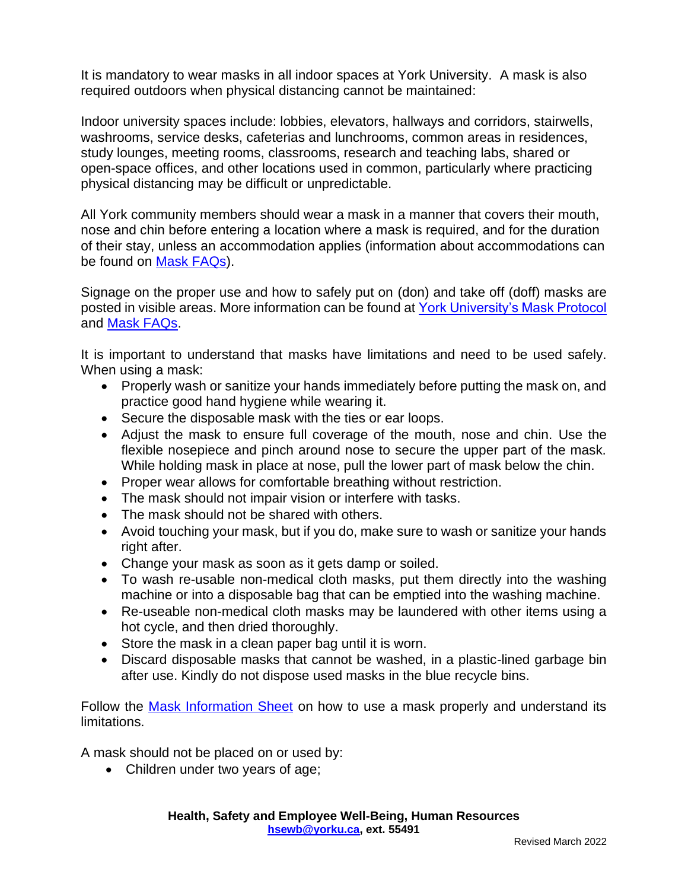It is mandatory to wear masks in all indoor spaces at York University. A mask is also required outdoors when physical distancing cannot be maintained:

Indoor university spaces include: lobbies, elevators, hallways and corridors, stairwells, washrooms, service desks, cafeterias and lunchrooms, common areas in residences, study lounges, meeting rooms, classrooms, research and teaching labs, shared or open-space offices, and other locations used in common, particularly where practicing physical distancing may be difficult or unpredictable.

All York community members should wear a mask in a manner that covers their mouth, nose and chin before entering a location where a mask is required, and for the duration of their stay, unless an accommodation applies (information about accommodations can be found on Mask FAQs).

Signage on the proper use and how to safely put on (don) and take off (doff) masks are posted in visible areas. More information can be found at York University's Mask Protocol and Mask FAQs.

It is important to understand that masks have limitations and need to be used safely. When using a mask:

- Properly wash or sanitize your hands immediately before putting the mask on, and practice good hand hygiene while wearing it.
- Secure the disposable mask with the ties or ear loops.
- Adjust the mask to ensure full coverage of the mouth, nose and chin. Use the flexible nosepiece and pinch around nose to secure the upper part of the mask. While holding mask in place at nose, pull the lower part of mask below the chin.
- Proper wear allows for comfortable breathing without restriction.
- The mask should not impair vision or interfere with tasks.
- The mask should not be shared with others.
- Avoid touching your mask, but if you do, make sure to wash or sanitize your hands right after.
- Change your mask as soon as it gets damp or soiled.
- To wash re-usable non-medical cloth masks, put them directly into the washing machine or into a disposable bag that can be emptied into the washing machine.
- Re-useable non-medical cloth masks may be laundered with other items using a hot cycle, and then dried thoroughly.
- Store the mask in a clean paper bag until it is worn.
- Discard disposable masks that cannot be washed, in a plastic-lined garbage bin after use. Kindly do not dispose used masks in the blue recycle bins.

Follow the Mask Information Sheet on how to use a mask properly and understand its limitations.

A mask should not be placed on or used by:

- Children under two years of age;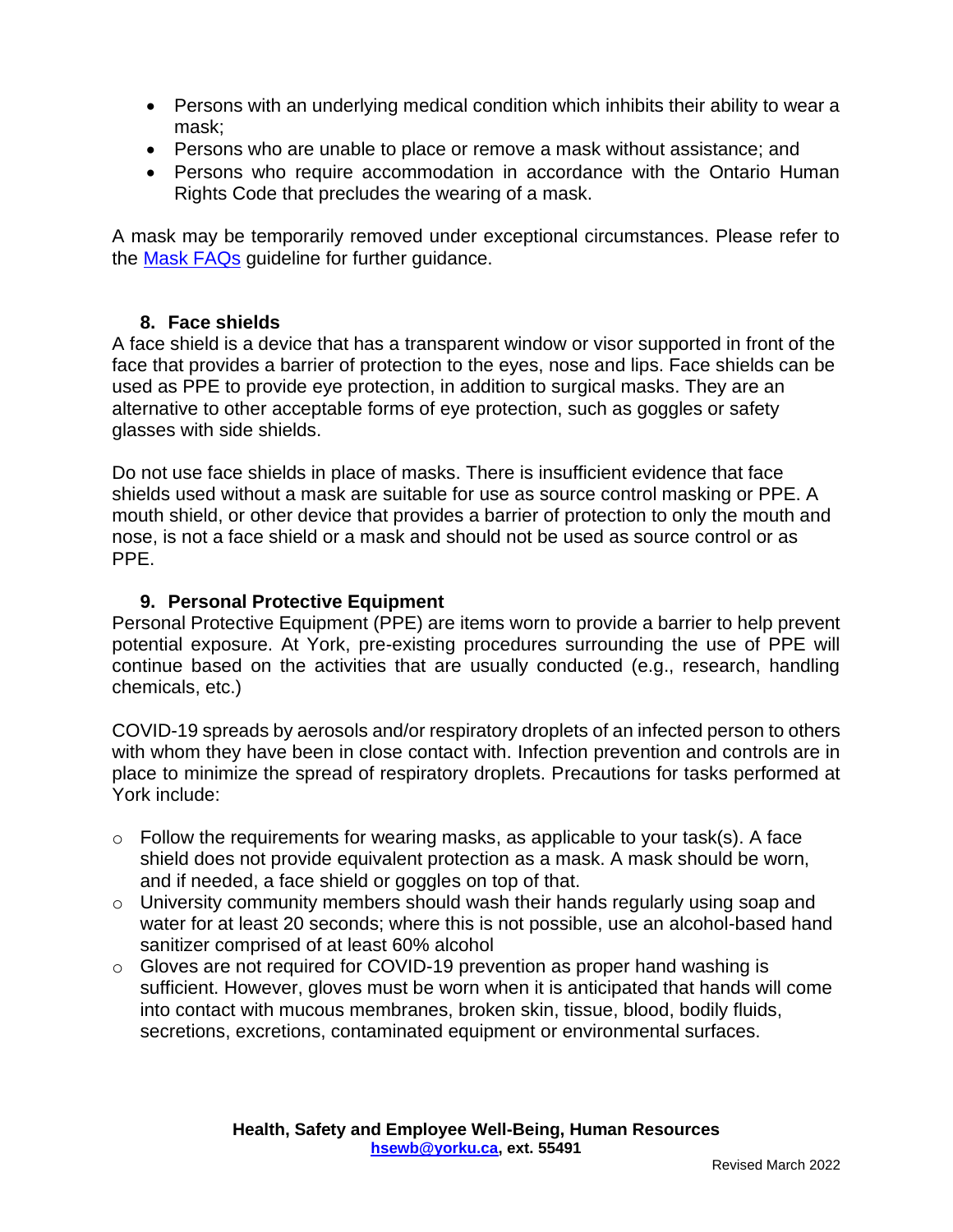- Persons with an underlying medical condition which inhibits their ability to wear a mask;
- Persons who are unable to place or remove a mask without assistance; and
- Persons who require accommodation in accordance with the Ontario Human Rights Code that precludes the wearing of a mask.

A mask may be temporarily removed under exceptional circumstances. Please refer to the [Mask FAQs](#) guideline for further guidance.

### 8. Face shields

A face shield is a device that has a transparent window or visor supported in front of the face that provides a barrier of protection to the eyes, nose and lips. Face shields can be used as PPE to provide eye protection, in addition to surgical masks. They are an alternative to other acceptable forms of eye protection, such as goggles or safety glasses with side shields.

Do not use face shields in place of masks. There is insufficient evidence that face shields used without a mask are suitable for use as source control masking or PPE. A mouth shield, or other device that provides a barrier of protection to only the mouth and nose, is not a face shield or a mask and should not be used as source control or as PPE.

### 9. Personal Protective Equipment

Personal Protective Equipment (PPE) are items worn to provide a barrier to help prevent potential exposure. At York, pre-existing procedures surrounding the use of PPE will continue based on the activities that are usually conducted (e.g., research, handling chemicals, etc.)

COVID-19 spreads by aerosols and/or respiratory droplets of an infected person to others with whom they have been in close contact with. Infection prevention and controls are in place to minimize the spread of respiratory droplets. Precautions for tasks performed at York include:

- Follow the requirements for wearing masks, as applicable to your task(s). A face shield does not provide equivalent protection as a mask. A mask should be worn, and if needed, a face shield or goggles on top of that.
- University community members should wash their hands regularly using soap and water for at least 20 seconds; where this is not possible, use an alcohol-based hand sanitizer comprised of at least 60% alcohol
- Gloves are not required for COVID-19 prevention as proper hand washing is sufficient. However, gloves must be worn when it is anticipated that hands will come into contact with mucous membranes, broken skin, tissue, blood, bodily fluids, secretions, excretions, contaminated equipment or environmental surfaces.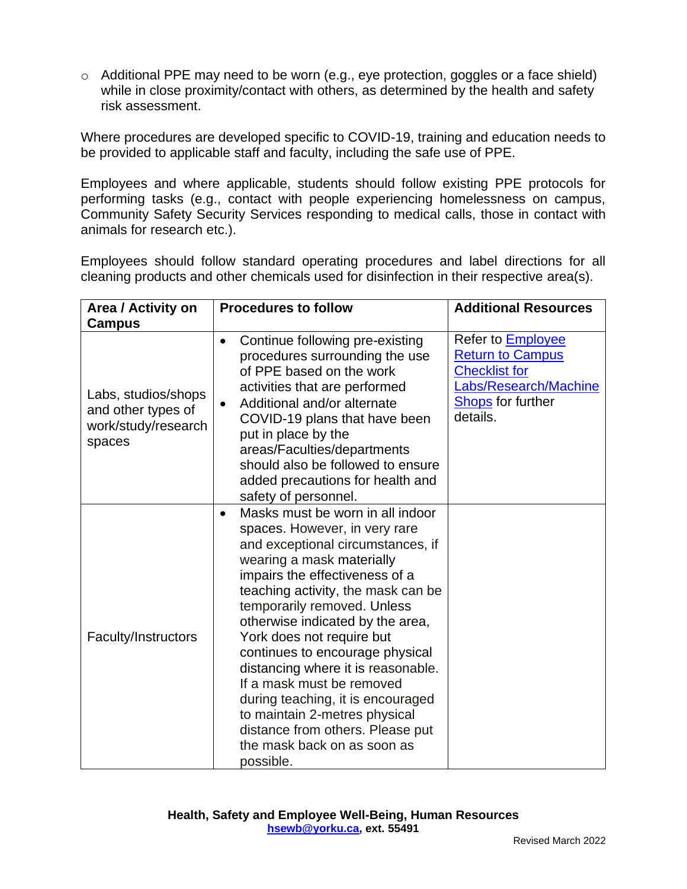- Additional PPE may need to be worn (e.g., eye protection, goggles or a face shield) while in close proximity/contact with others, as determined by the health and safety risk assessment.

Where procedures are developed specific to COVID-19, training and education needs to be provided to applicable staff and faculty, including the safe use of PPE.

Employees and where applicable, students should follow existing PPE protocols for performing tasks (e.g., contact with people experiencing homelessness on campus, Community Safety Security Services responding to medical calls, those in contact with animals for research etc.).

Employees should follow standard operating procedures and label directions for all cleaning products and other chemicals used for disinfection in their respective area(s).

| Area / Activity on Campus | Procedures to follow | Additional Resources |
|---|---|---|
| Labs, studios/shops and other types of work/study/research spaces | • Continue following pre-existing procedures surrounding the use of PPE based on the work activities that are performed<br>• Additional and/or alternate COVID-19 plans that have been put in place by the areas/Faculties/departments should also be followed to ensure added precautions for health and safety of personnel. | Refer to Employee Return to Campus Checklist for Labs/Research/Machine Shops for further details. |
| Faculty/Instructors | • Masks must be worn in all indoor spaces. However, in very rare and exceptional circumstances, if wearing a mask materially impairs the effectiveness of a teaching activity, the mask can be temporarily removed. Unless otherwise indicated by the area, York does not require but continues to encourage physical distancing where it is reasonable. If a mask must be removed during teaching, it is encouraged to maintain 2-metres physical distance from others. Please put the mask back on as soon as possible. | |

**Health, Safety and Employee Well-Being, Human Resources**
**hsewb@yorku.ca, ext. 55491**

Revised March 2022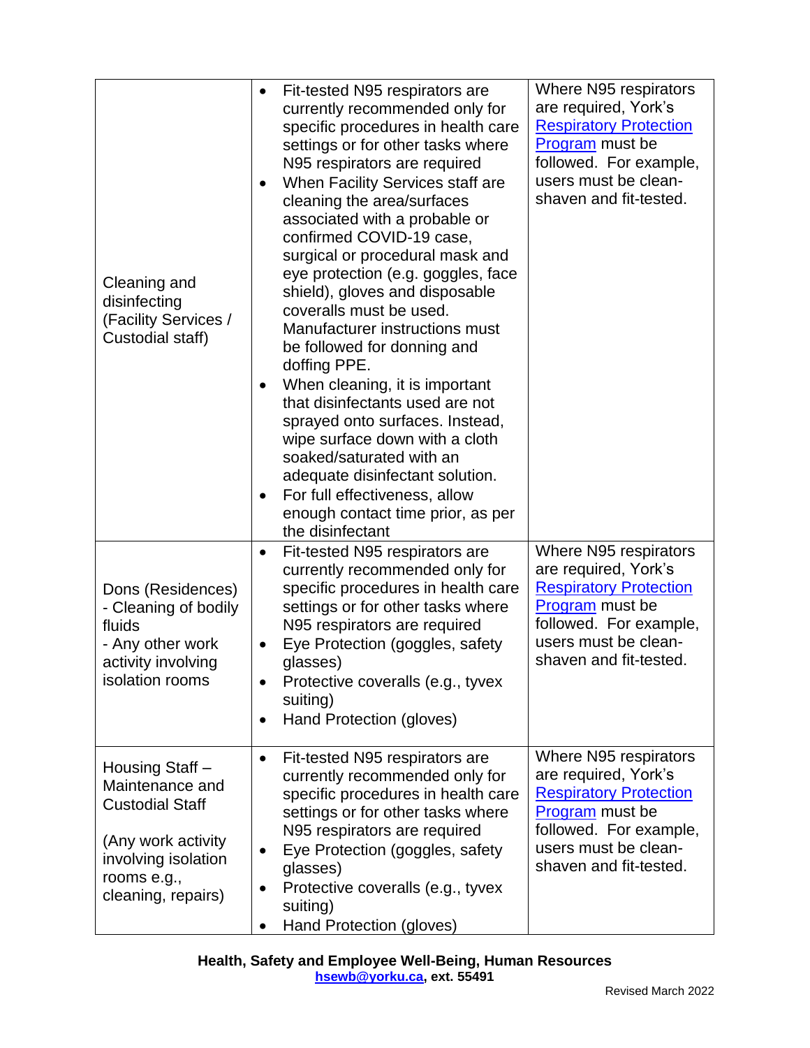| | | |
|---|---|---|
| Cleaning and disinfecting (Facility Services / Custodial staff) | • Fit-tested N95 respirators are currently recommended only for specific procedures in health care settings or for other tasks where N95 respirators are required<br>• When Facility Services staff are cleaning the area/surfaces associated with a probable or confirmed COVID-19 case, surgical or procedural mask and eye protection (e.g. goggles, face shield), gloves and disposable coveralls must be used. Manufacturer instructions must be followed for donning and doffing PPE.<br>• When cleaning, it is important that disinfectants used are not sprayed onto surfaces. Instead, wipe surface down with a cloth soaked/saturated with an adequate disinfectant solution.<br>• For full effectiveness, allow enough contact time prior, as per the disinfectant | Where N95 respirators are required, York's [Respiratory Protection Program](#) must be followed. For example, users must be clean-shaven and fit-tested. |
| Dons (Residences)<br>- Cleaning of bodily fluids<br>- Any other work activity involving isolation rooms | • Fit-tested N95 respirators are currently recommended only for specific procedures in health care settings or for other tasks where N95 respirators are required<br>• Eye Protection (goggles, safety glasses)<br>• Protective coveralls (e.g., tyvex suiting)<br>• Hand Protection (gloves) | Where N95 respirators are required, York's [Respiratory Protection Program](#) must be followed. For example, users must be clean-shaven and fit-tested. |
| Housing Staff – Maintenance and Custodial Staff<br><br>(Any work activity involving isolation rooms e.g., cleaning, repairs) | • Fit-tested N95 respirators are currently recommended only for specific procedures in health care settings or for other tasks where N95 respirators are required<br>• Eye Protection (goggles, safety glasses)<br>• Protective coveralls (e.g., tyvex suiting)<br>• Hand Protection (gloves) | Where N95 respirators are required, York's [Respiratory Protection Program](#) must be followed. For example, users must be clean-shaven and fit-tested. |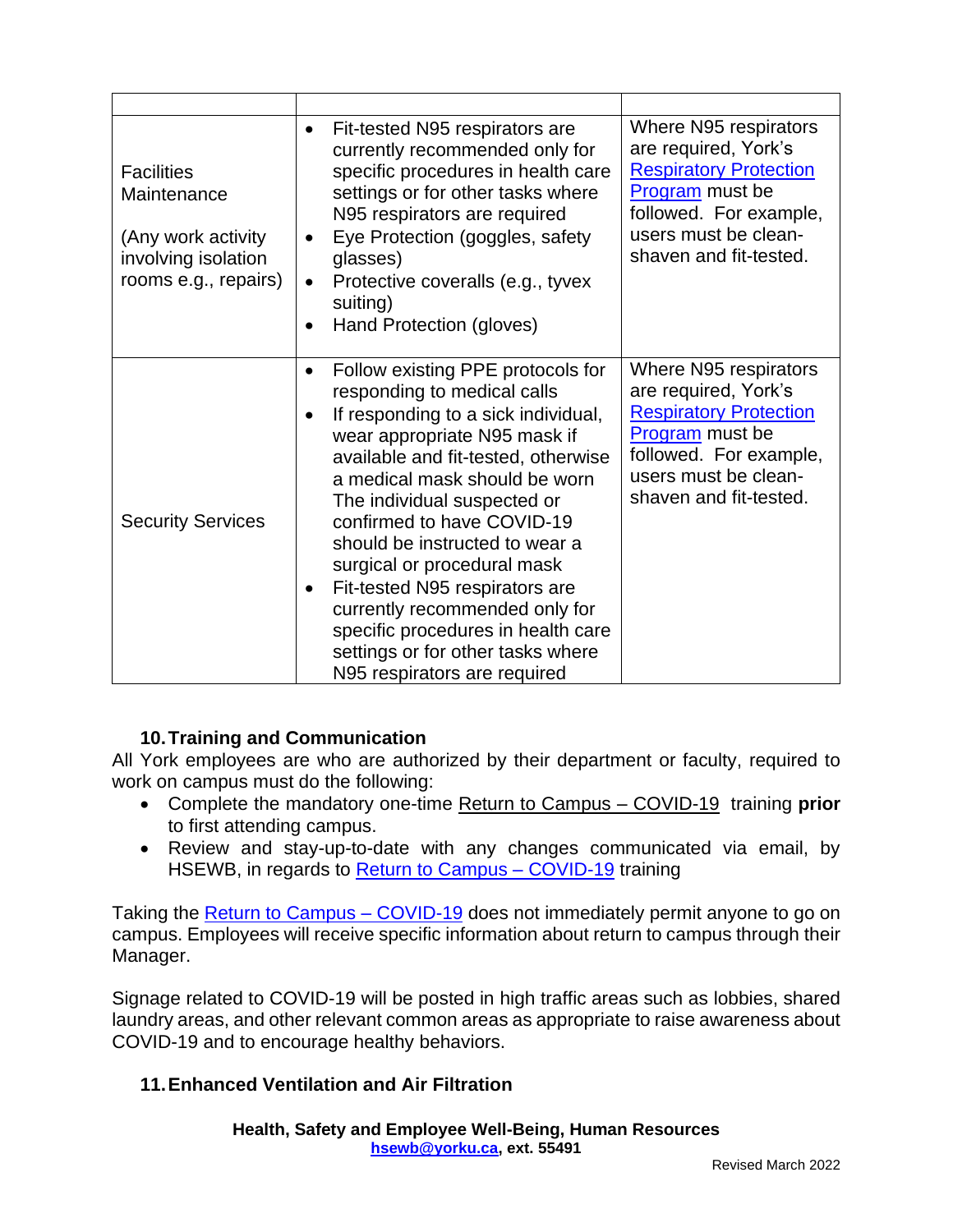| | | |
|---|---|---|
| Facilities Maintenance<br><br>(Any work activity involving isolation rooms e.g., repairs) | • Fit-tested N95 respirators are currently recommended only for specific procedures in health care settings or for other tasks where N95 respirators are required<br>• Eye Protection (goggles, safety glasses)<br>• Protective coveralls (e.g., tyvex suiting)<br>• Hand Protection (gloves) | Where N95 respirators are required, York's Respiratory Protection Program must be followed. For example, users must be clean-shaven and fit-tested. |
| Security Services | • Follow existing PPE protocols for responding to medical calls<br>• If responding to a sick individual, wear appropriate N95 mask if available and fit-tested, otherwise a medical mask should be worn The individual suspected or confirmed to have COVID-19 should be instructed to wear a surgical or procedural mask<br>• Fit-tested N95 respirators are currently recommended only for specific procedures in health care settings or for other tasks where N95 respirators are required | Where N95 respirators are required, York's Respiratory Protection Program must be followed. For example, users must be clean-shaven and fit-tested. |

## 10. Training and Communication

All York employees are who are authorized by their department or faculty, required to work on campus must do the following:

- Complete the mandatory one-time Return to Campus – COVID-19 training **prior** to first attending campus.
- Review and stay-up-to-date with any changes communicated via email, by HSEWB, in regards to Return to Campus – COVID-19 training

Taking the Return to Campus – COVID-19 does not immediately permit anyone to go on campus. Employees will receive specific information about return to campus through their Manager.

Signage related to COVID-19 will be posted in high traffic areas such as lobbies, shared laundry areas, and other relevant common areas as appropriate to raise awareness about COVID-19 and to encourage healthy behaviors.

## 11. Enhanced Ventilation and Air Filtration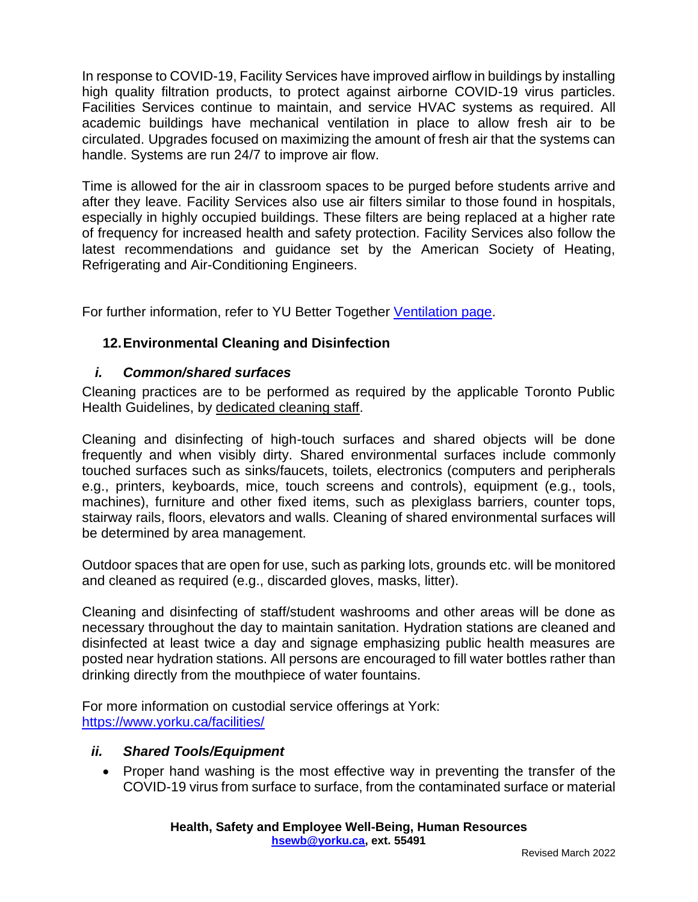In response to COVID-19, Facility Services have improved airflow in buildings by installing high quality filtration products, to protect against airborne COVID-19 virus particles. Facilities Services continue to maintain, and service HVAC systems as required. All academic buildings have mechanical ventilation in place to allow fresh air to be circulated. Upgrades focused on maximizing the amount of fresh air that the systems can handle. Systems are run 24/7 to improve air flow.

Time is allowed for the air in classroom spaces to be purged before students arrive and after they leave. Facility Services also use air filters similar to those found in hospitals, especially in highly occupied buildings. These filters are being replaced at a higher rate of frequency for increased health and safety protection. Facility Services also follow the latest recommendations and guidance set by the American Society of Heating, Refrigerating and Air-Conditioning Engineers.

For further information, refer to YU Better Together [Ventilation page](Ventilation page).

## 12. Environmental Cleaning and Disinfection

### *i. Common/shared surfaces*

Cleaning practices are to be performed as required by the applicable Toronto Public Health Guidelines, by dedicated cleaning staff.

Cleaning and disinfecting of high-touch surfaces and shared objects will be done frequently and when visibly dirty. Shared environmental surfaces include commonly touched surfaces such as sinks/faucets, toilets, electronics (computers and peripherals e.g., printers, keyboards, mice, touch screens and controls), equipment (e.g., tools, machines), furniture and other fixed items, such as plexiglass barriers, counter tops, stairway rails, floors, elevators and walls. Cleaning of shared environmental surfaces will be determined by area management.

Outdoor spaces that are open for use, such as parking lots, grounds etc. will be monitored and cleaned as required (e.g., discarded gloves, masks, litter).

Cleaning and disinfecting of staff/student washrooms and other areas will be done as necessary throughout the day to maintain sanitation. Hydration stations are cleaned and disinfected at least twice a day and signage emphasizing public health measures are posted near hydration stations. All persons are encouraged to fill water bottles rather than drinking directly from the mouthpiece of water fountains.

For more information on custodial service offerings at York:
[https://www.yorku.ca/facilities/](https://www.yorku.ca/facilities/)

### *ii. Shared Tools/Equipment*

- Proper hand washing is the most effective way in preventing the transfer of the COVID-19 virus from surface to surface, from the contaminated surface or material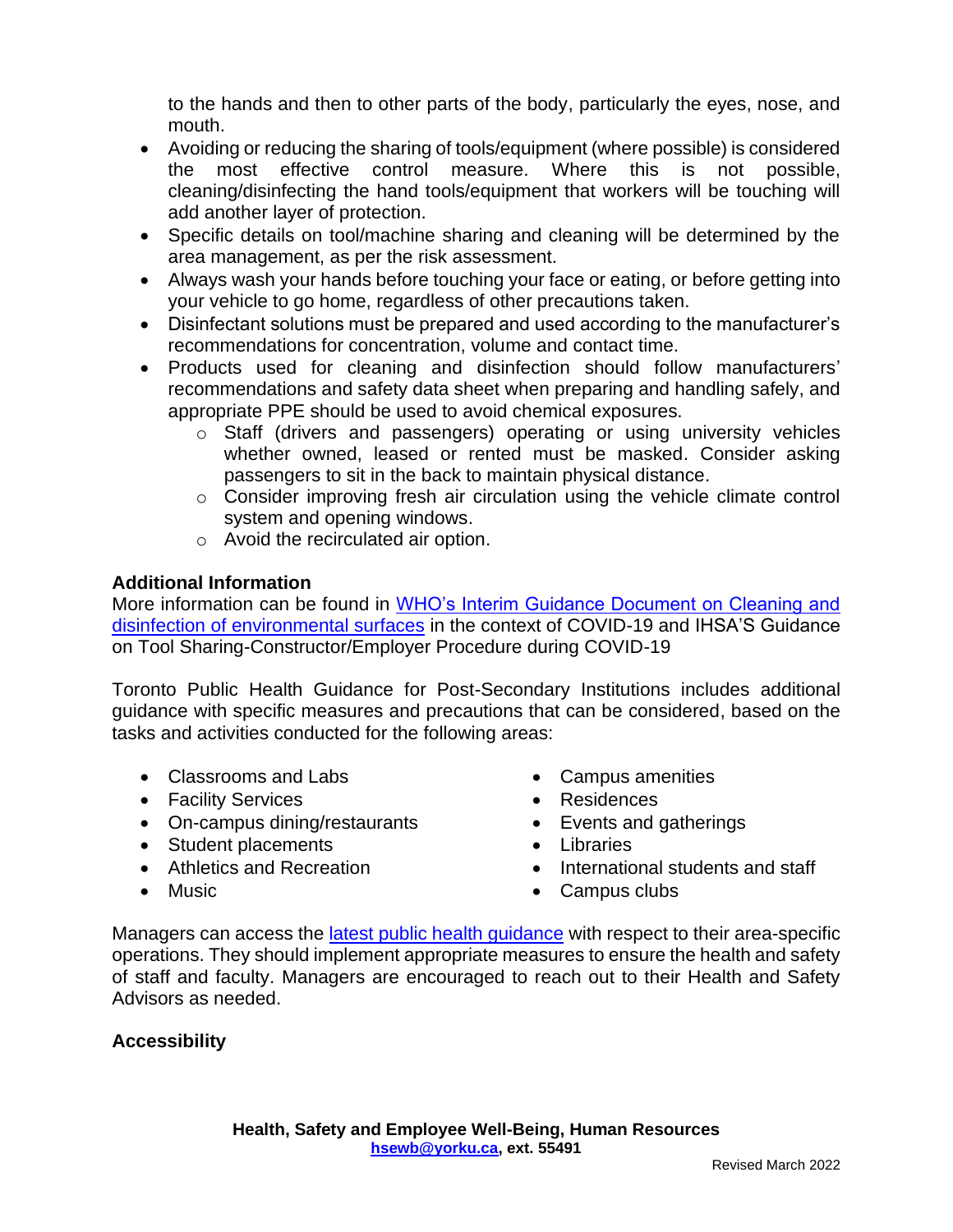to the hands and then to other parts of the body, particularly the eyes, nose, and mouth.

- Avoiding or reducing the sharing of tools/equipment (where possible) is considered the most effective control measure. Where this is not possible, cleaning/disinfecting the hand tools/equipment that workers will be touching will add another layer of protection.
- Specific details on tool/machine sharing and cleaning will be determined by the area management, as per the risk assessment.
- Always wash your hands before touching your face or eating, or before getting into your vehicle to go home, regardless of other precautions taken.
- Disinfectant solutions must be prepared and used according to the manufacturer's recommendations for concentration, volume and contact time.
- Products used for cleaning and disinfection should follow manufacturers' recommendations and safety data sheet when preparing and handling safely, and appropriate PPE should be used to avoid chemical exposures.
  - Staff (drivers and passengers) operating or using university vehicles whether owned, leased or rented must be masked. Consider asking passengers to sit in the back to maintain physical distance.
  - Consider improving fresh air circulation using the vehicle climate control system and opening windows.
  - Avoid the recirculated air option.

**Additional Information**

More information can be found in WHO's Interim Guidance Document on Cleaning and disinfection of environmental surfaces in the context of COVID-19 and IHSA'S Guidance on Tool Sharing-Constructor/Employer Procedure during COVID-19

Toronto Public Health Guidance for Post-Secondary Institutions includes additional guidance with specific measures and precautions that can be considered, based on the tasks and activities conducted for the following areas:

- Classrooms and Labs
- Facility Services
- On-campus dining/restaurants
- Student placements
- Athletics and Recreation
- Music
- Campus amenities
- Residences
- Events and gatherings
- Libraries
- International students and staff
- Campus clubs

Managers can access the latest public health guidance with respect to their area-specific operations. They should implement appropriate measures to ensure the health and safety of staff and faculty. Managers are encouraged to reach out to their Health and Safety Advisors as needed.

**Accessibility**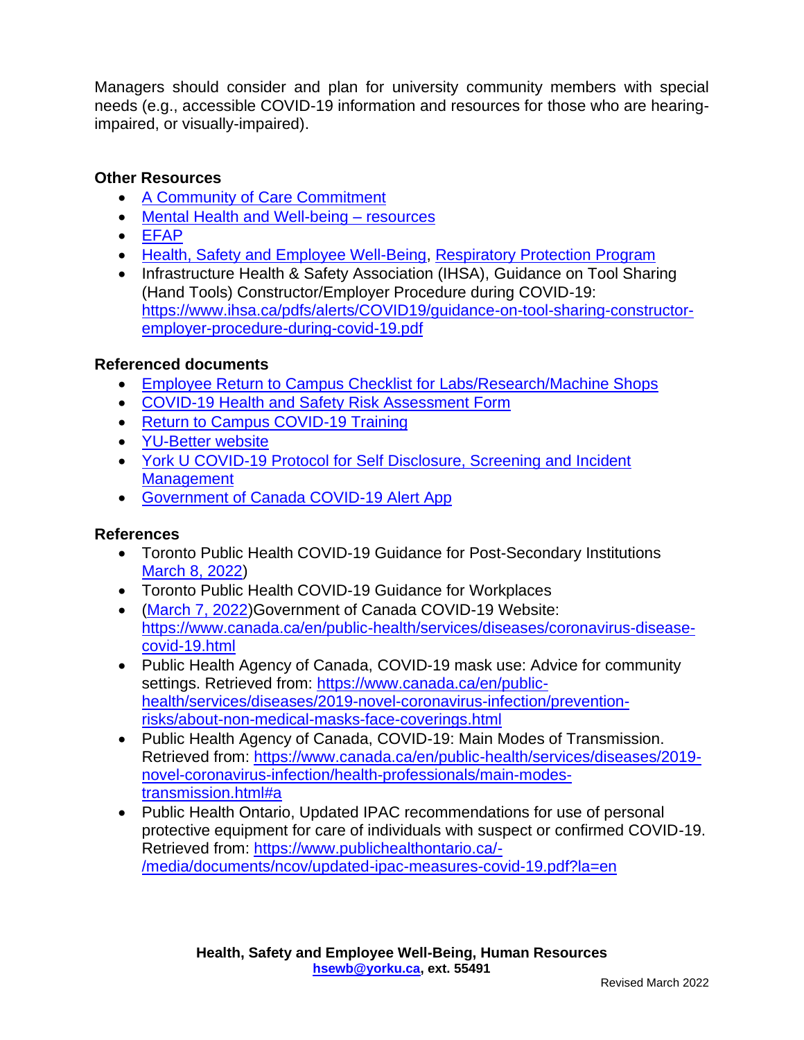Managers should consider and plan for university community members with special needs (e.g., accessible COVID-19 information and resources for those who are hearing-impaired, or visually-impaired).

### Other Resources

- A Community of Care Commitment
- Mental Health and Well-being – resources
- EFAP
- Health, Safety and Employee Well-Being, Respiratory Protection Program
- Infrastructure Health & Safety Association (IHSA), Guidance on Tool Sharing (Hand Tools) Constructor/Employer Procedure during COVID-19: https://www.ihsa.ca/pdfs/alerts/COVID19/guidance-on-tool-sharing-constructor-employer-procedure-during-covid-19.pdf

### Referenced documents

- Employee Return to Campus Checklist for Labs/Research/Machine Shops
- COVID-19 Health and Safety Risk Assessment Form
- Return to Campus COVID-19 Training
- YU-Better website
- York U COVID-19 Protocol for Self Disclosure, Screening and Incident Management
- Government of Canada COVID-19 Alert App

### References

- Toronto Public Health COVID-19 Guidance for Post-Secondary Institutions March 8, 2022)
- Toronto Public Health COVID-19 Guidance for Workplaces
- (March 7, 2022)Government of Canada COVID-19 Website: https://www.canada.ca/en/public-health/services/diseases/coronavirus-disease-covid-19.html
- Public Health Agency of Canada, COVID-19 mask use: Advice for community settings. Retrieved from: https://www.canada.ca/en/public-health/services/diseases/2019-novel-coronavirus-infection/prevention-risks/about-non-medical-masks-face-coverings.html
- Public Health Agency of Canada, COVID-19: Main Modes of Transmission. Retrieved from: https://www.canada.ca/en/public-health/services/diseases/2019-novel-coronavirus-infection/health-professionals/main-modes-transmission.html#a
- Public Health Ontario, Updated IPAC recommendations for use of personal protective equipment for care of individuals with suspect or confirmed COVID-19. Retrieved from: https://www.publichealthontario.ca/-/media/documents/ncov/updated-ipac-measures-covid-19.pdf?la=en

**Health, Safety and Employee Well-Being, Human Resources**
**hsewb@yorku.ca, ext. 55491**

Revised March 2022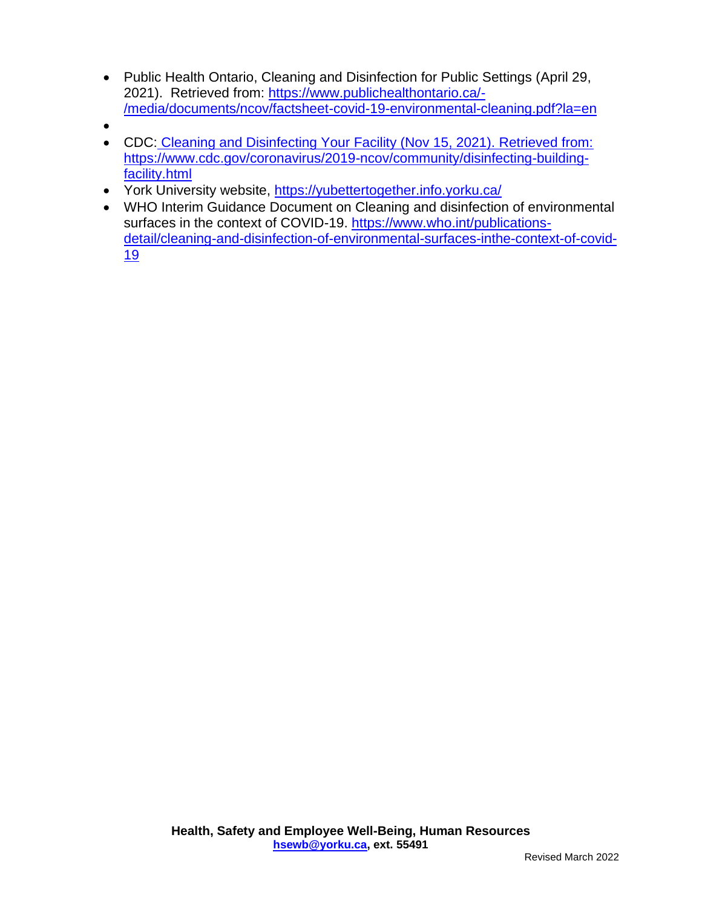- Public Health Ontario, Cleaning and Disinfection for Public Settings (April 29, 2021). Retrieved from: https://www.publichealthontario.ca/-/media/documents/ncov/factsheet-covid-19-environmental-cleaning.pdf?la=en
- 
- CDC: Cleaning and Disinfecting Your Facility (Nov 15, 2021). Retrieved from: https://www.cdc.gov/coronavirus/2019-ncov/community/disinfecting-building-facility.html
- York University website, https://yubettertogether.info.yorku.ca/
- WHO Interim Guidance Document on Cleaning and disinfection of environmental surfaces in the context of COVID-19. https://www.who.int/publications-detail/cleaning-and-disinfection-of-environmental-surfaces-inthe-context-of-covid-19